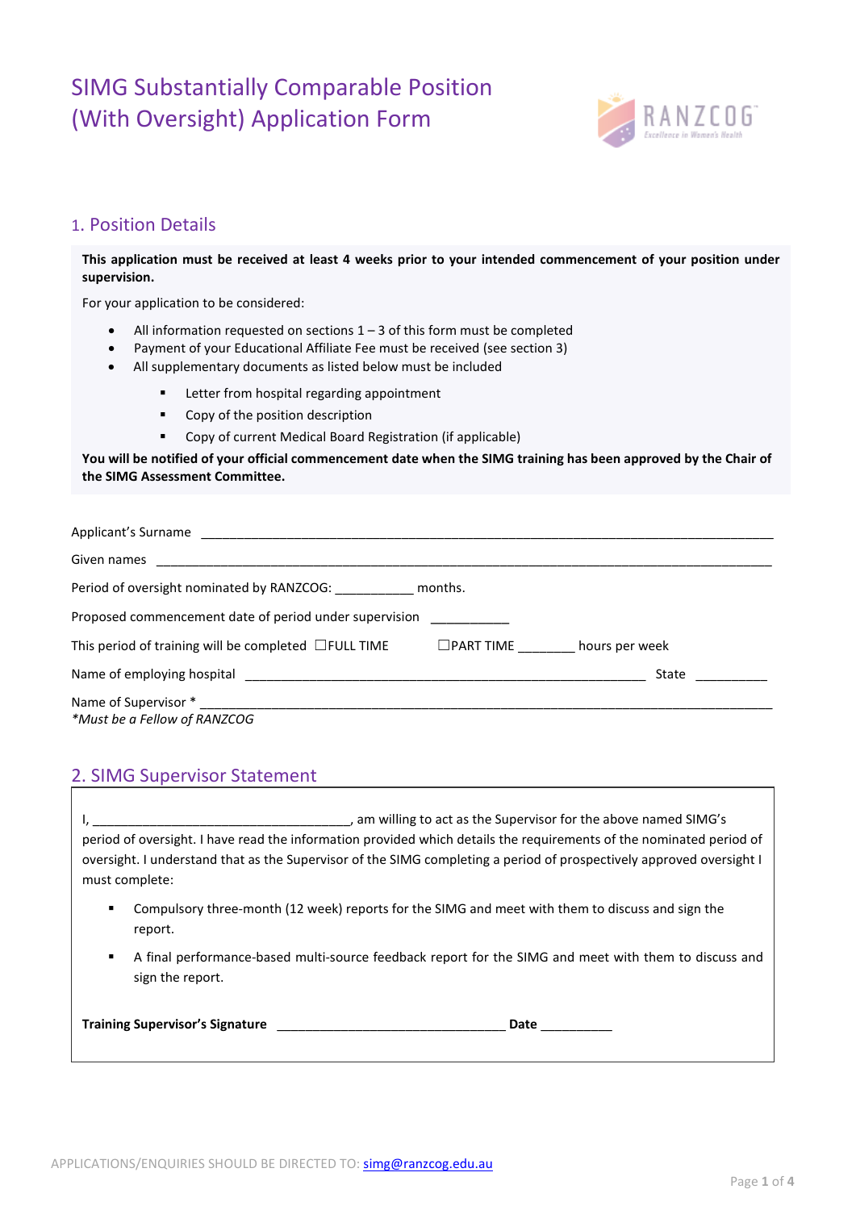# SIMG Substantially Comparable Position (With Oversight) Application Form

## 1. Position Details

**This application must be received at least 4 weeks prior to your intended commencement of your position under supervision.**

For your application to be considered:

- All information requested on sections 1 – 3 of this form must be completed
- Payment of your Educational Affiliate Fee must be received (see section 3)
- All supplementary documents as listed below must be included
  - Letter from hospital regarding appointment
  - Copy of the position description
  - Copy of current Medical Board Registration (if applicable)

**You will be notified of your official commencement date when the SIMG training has been approved by the Chair of the SIMG Assessment Committee.**

Applicant's Surname ______________________________________________________________________________

Given names _____________________________________________________________________________________

Period of oversight nominated by RANZCOG: ___________ months.

Proposed commencement date of period under supervision ___________

This period of training will be completed ☐FULL TIME ☐PART TIME ________ hours per week

Name of employing hospital ___________________________________________________________ State __________

Name of Supervisor * ___________________________________________________________________________

*\*Must be a Fellow of RANZCOG*

## 2. SIMG Supervisor Statement

I, _____________________________________, am willing to act as the Supervisor for the above named SIMG's period of oversight. I have read the information provided which details the requirements of the nominated period of oversight. I understand that as the Supervisor of the SIMG completing a period of prospectively approved oversight I must complete:

- Compulsory three-month (12 week) reports for the SIMG and meet with them to discuss and sign the report.
- A final performance-based multi-source feedback report for the SIMG and meet with them to discuss and sign the report.

**Training Supervisor's Signature** _________________________________ **Date** __________

APPLICATIONS/ENQUIRIES SHOULD BE DIRECTED TO: simg@ranzcog.edu.au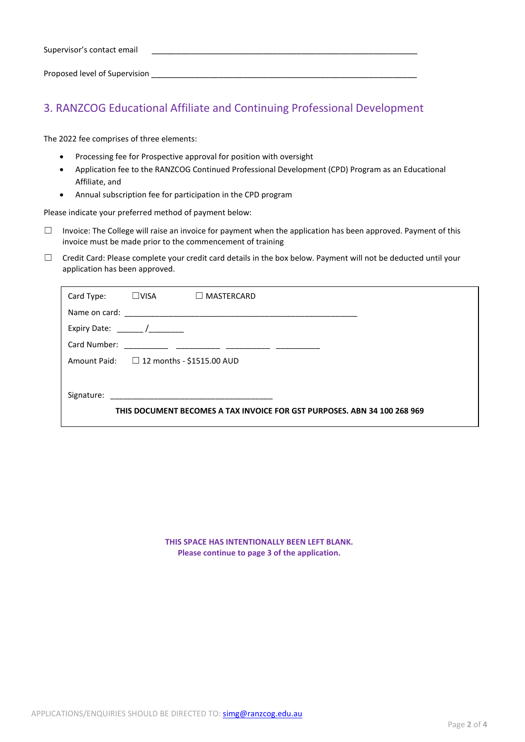Supervisor's contact email ______________________________________________________________

Proposed level of Supervision ______________________________________________________________

## 3. RANZCOG Educational Affiliate and Continuing Professional Development

The 2022 fee comprises of three elements:

- Processing fee for Prospective approval for position with oversight
- Application fee to the RANZCOG Continued Professional Development (CPD) Program as an Educational Affiliate, and
- Annual subscription fee for participation in the CPD program

Please indicate your preferred method of payment below:

☐ Invoice: The College will raise an invoice for payment when the application has been approved. Payment of this invoice must be made prior to the commencement of training

☐ Credit Card: Please complete your credit card details in the box below. Payment will not be deducted until your application has been approved.

Card Type: ☐VISA ☐ MASTERCARD

Name on card: _______________________________________________________

Expiry Date: ______ /________

Card Number: __________ __________ __________ __________

Amount Paid: ☐ 12 months - $1515.00 AUD

Signature: ______________________________________

**THIS DOCUMENT BECOMES A TAX INVOICE FOR GST PURPOSES. ABN 34 100 268 969**

**THIS SPACE HAS INTENTIONALLY BEEN LEFT BLANK.**
**Please continue to page 3 of the application.**

APPLICATIONS/ENQUIRIES SHOULD BE DIRECTED TO: simg@ranzcog.edu.au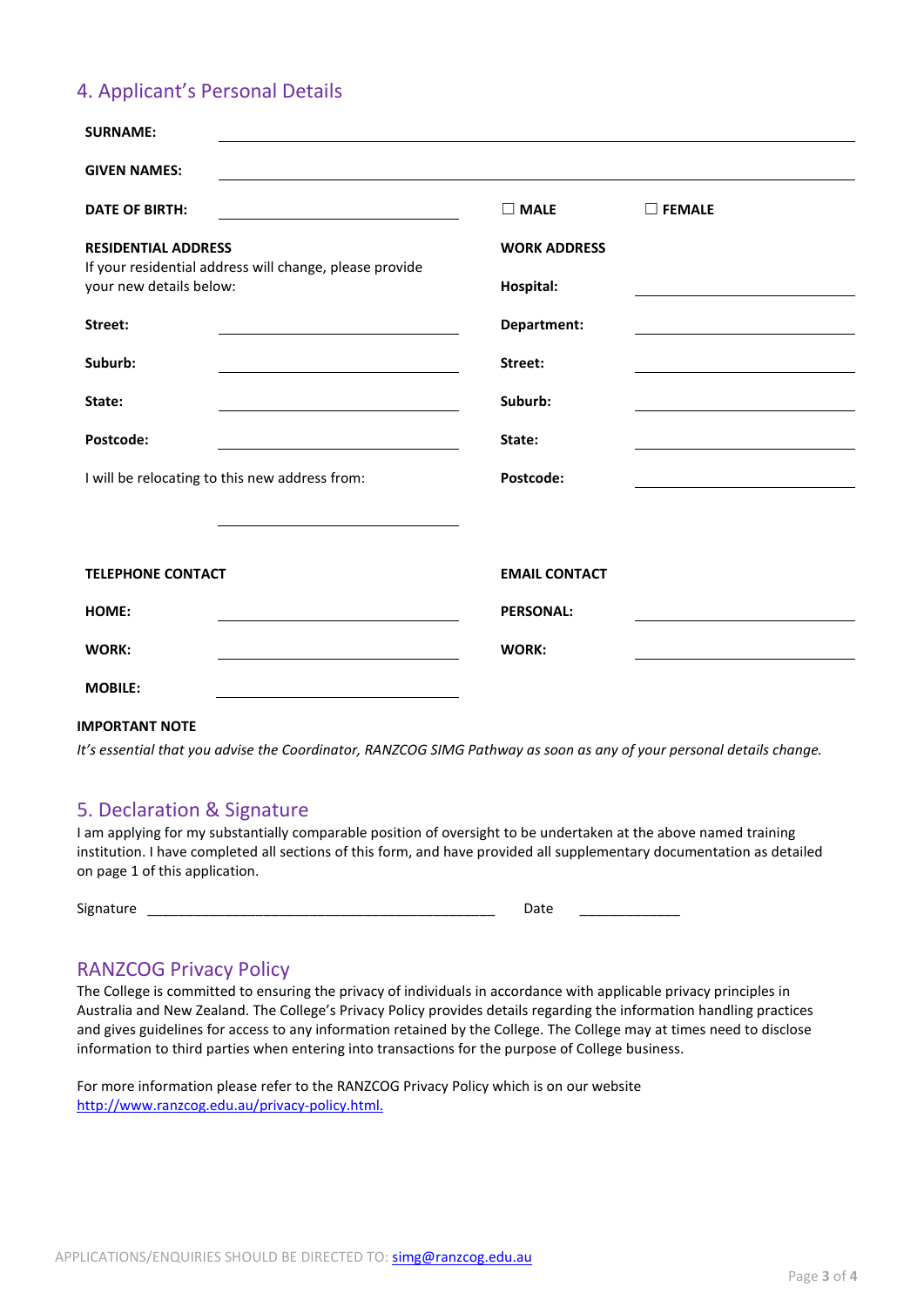## 4. Applicant's Personal Details

**SURNAME:** ______________________________

**GIVEN NAMES:** ______________________________

**DATE OF BIRTH:** ____________________ ☐ **MALE** ☐ **FEMALE**

**RESIDENTIAL ADDRESS**
If your residential address will change, please provide your new details below:

**Street:** ____________________

**Suburb:** ____________________

**State:** ____________________

**Postcode:** ____________________

I will be relocating to this new address from:

____________________

**WORK ADDRESS**

**Hospital:** ____________________

**Department:** ____________________

**Street:** ____________________

**Suburb:** ____________________

**State:** ____________________

**Postcode:** ____________________

**TELEPHONE CONTACT**

**HOME:** ____________________

**WORK:** ____________________

**MOBILE:** ____________________

**EMAIL CONTACT**

**PERSONAL:** ____________________

**WORK:** ____________________

**IMPORTANT NOTE**

*It's essential that you advise the Coordinator, RANZCOG SIMG Pathway as soon as any of your personal details change.*

## 5. Declaration & Signature

I am applying for my substantially comparable position of oversight to be undertaken at the above named training institution. I have completed all sections of this form, and have provided all supplementary documentation as detailed on page 1 of this application.

Signature ________________________________________________ Date _____________

## RANZCOG Privacy Policy

The College is committed to ensuring the privacy of individuals in accordance with applicable privacy principles in Australia and New Zealand. The College's Privacy Policy provides details regarding the information handling practices and gives guidelines for access to any information retained by the College. The College may at times need to disclose information to third parties when entering into transactions for the purpose of College business.

For more information please refer to the RANZCOG Privacy Policy which is on our website
http://www.ranzcog.edu.au/privacy-policy.html.

APPLICATIONS/ENQUIRIES SHOULD BE DIRECTED TO: simg@ranzcog.edu.au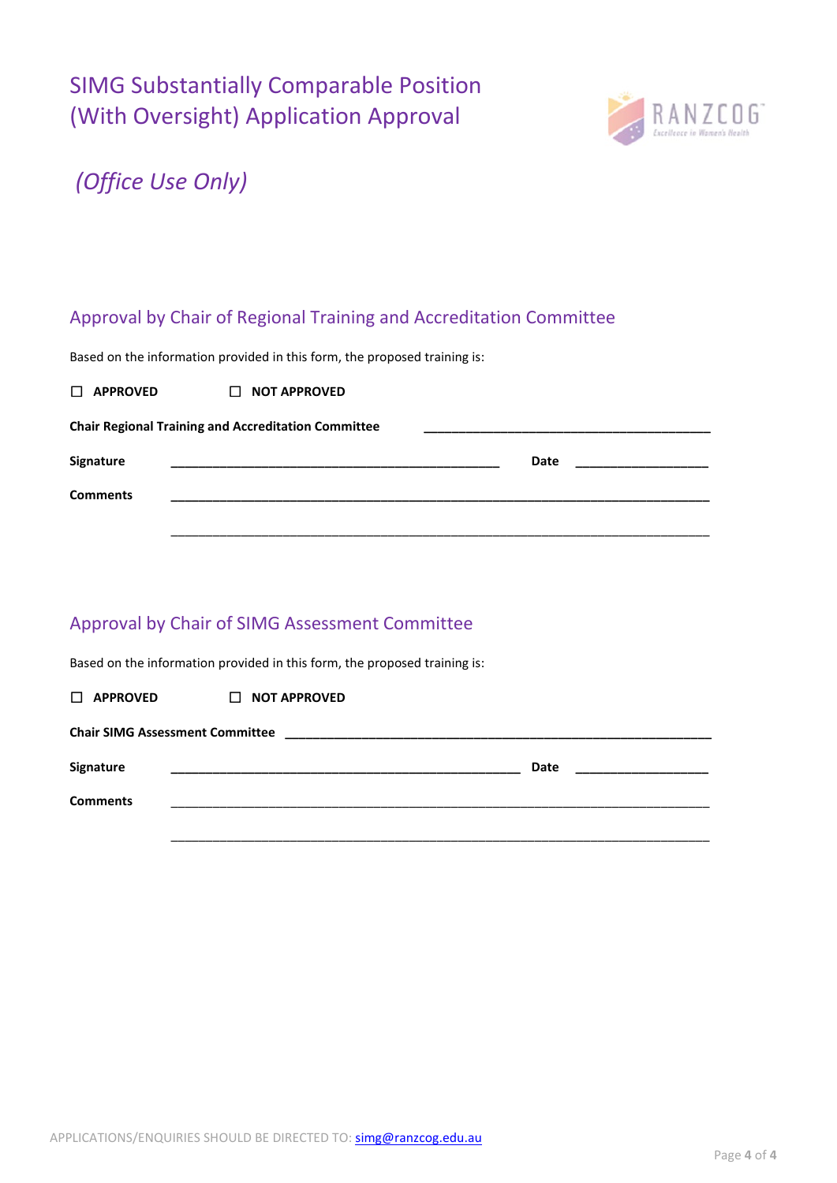# SIMG Substantially Comparable Position (With Oversight) Application Approval

*(Office Use Only)*

## Approval by Chair of Regional Training and Accreditation Committee

Based on the information provided in this form, the proposed training is:

☐ **APPROVED** ☐ **NOT APPROVED**

**Chair Regional Training and Accreditation Committee** ________________________________________

**Signature** ________________________________________________ **Date** ___________________

**Comments** ______________________________________________________________________________

______________________________________________________________________________

## Approval by Chair of SIMG Assessment Committee

Based on the information provided in this form, the proposed training is:

☐ **APPROVED** ☐ **NOT APPROVED**

**Chair SIMG Assessment Committee** ______________________________________________________________

**Signature** ___________________________________________________ **Date** ___________________

**Comments** ______________________________________________________________________________

______________________________________________________________________________

APPLICATIONS/ENQUIRIES SHOULD BE DIRECTED TO: simg@ranzcog.edu.au